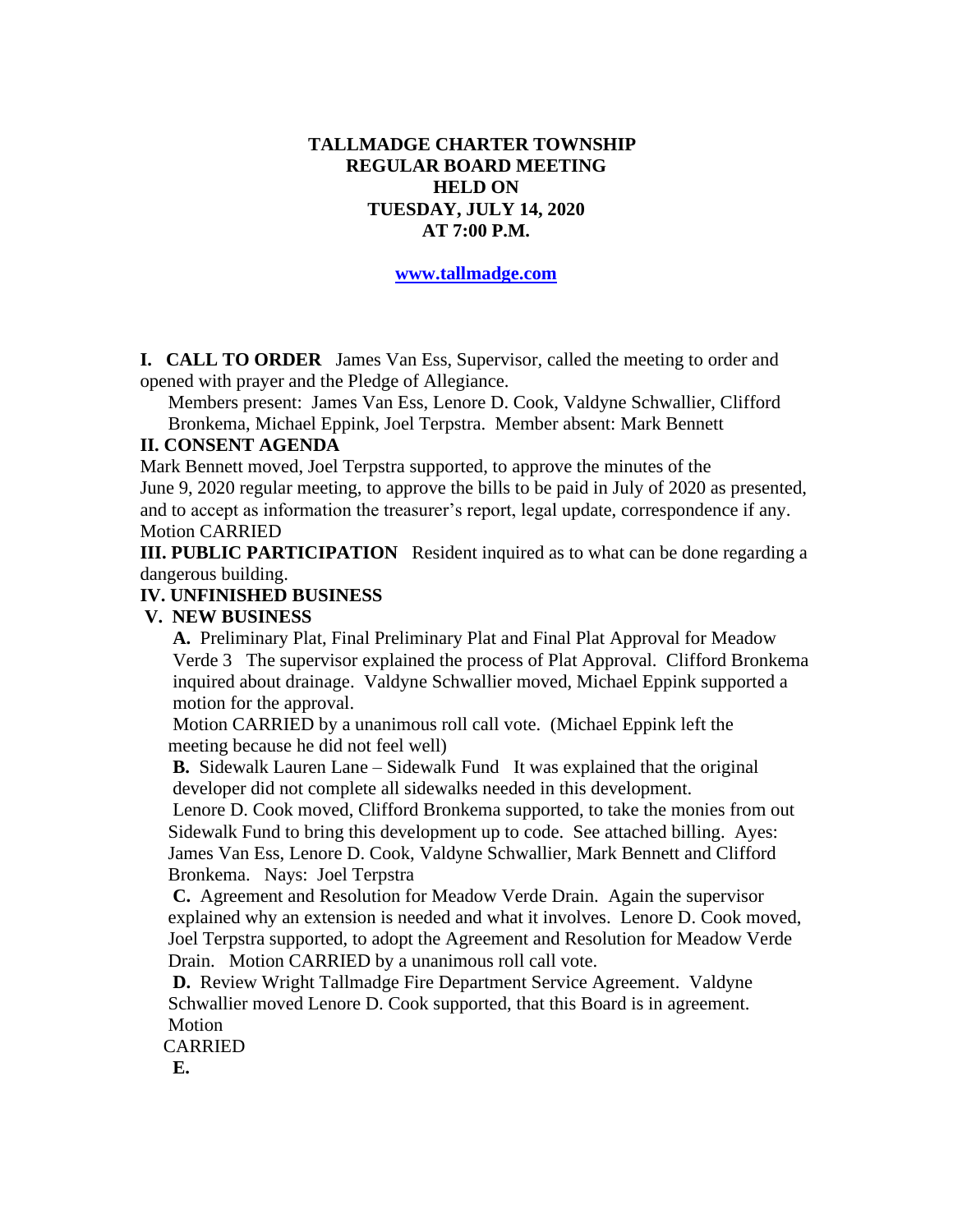**TALLMADGE CHARTER TOWNSHIP**
**REGULAR BOARD MEETING**
**HELD ON**
**TUESDAY, JULY 14, 2020**
**AT 7:00 P.M.**

**www.tallmadge.com**

**I. CALL TO ORDER** James Van Ess, Supervisor, called the meeting to order and opened with prayer and the Pledge of Allegiance.

Members present: James Van Ess, Lenore D. Cook, Valdyne Schwallier, Clifford Bronkema, Michael Eppink, Joel Terpstra. Member absent: Mark Bennett

**II. CONSENT AGENDA**

Mark Bennett moved, Joel Terpstra supported, to approve the minutes of the June 9, 2020 regular meeting, to approve the bills to be paid in July of 2020 as presented, and to accept as information the treasurer's report, legal update, correspondence if any. Motion CARRIED

**III. PUBLIC PARTICIPATION** Resident inquired as to what can be done regarding a dangerous building.

**IV. UNFINISHED BUSINESS**

**V. NEW BUSINESS**

**A.** Preliminary Plat, Final Preliminary Plat and Final Plat Approval for Meadow Verde 3 The supervisor explained the process of Plat Approval. Clifford Bronkema inquired about drainage. Valdyne Schwallier moved, Michael Eppink supported a motion for the approval.

Motion CARRIED by a unanimous roll call vote. (Michael Eppink left the meeting because he did not feel well)

**B.** Sidewalk Lauren Lane – Sidewalk Fund It was explained that the original developer did not complete all sidewalks needed in this development.

Lenore D. Cook moved, Clifford Bronkema supported, to take the monies from out Sidewalk Fund to bring this development up to code. See attached billing. Ayes: James Van Ess, Lenore D. Cook, Valdyne Schwallier, Mark Bennett and Clifford Bronkema. Nays: Joel Terpstra

**C.** Agreement and Resolution for Meadow Verde Drain. Again the supervisor explained why an extension is needed and what it involves. Lenore D. Cook moved, Joel Terpstra supported, to adopt the Agreement and Resolution for Meadow Verde Drain. Motion CARRIED by a unanimous roll call vote.

**D.** Review Wright Tallmadge Fire Department Service Agreement. Valdyne Schwallier moved Lenore D. Cook supported, that this Board is in agreement. Motion CARRIED

**E.**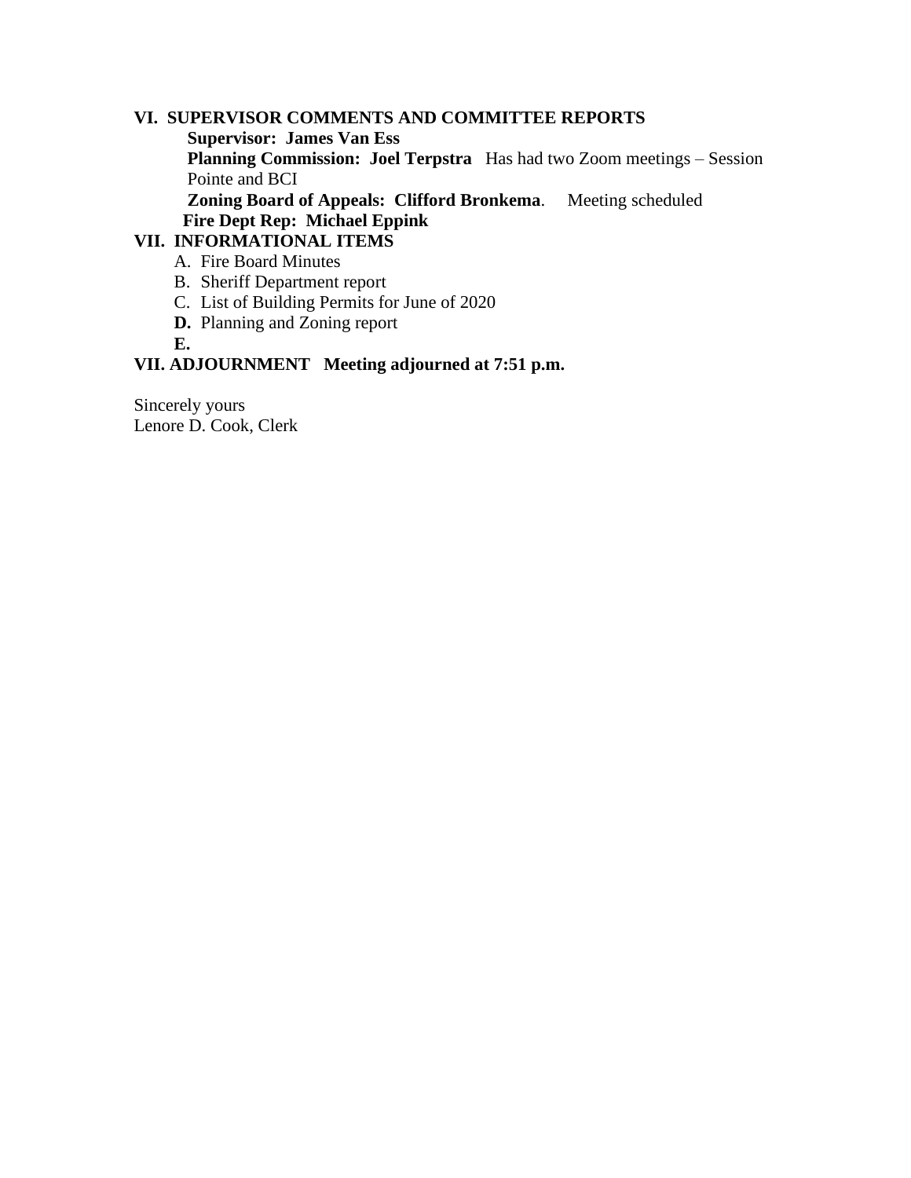**VI. SUPERVISOR COMMENTS AND COMMITTEE REPORTS**

**Supervisor: James Van Ess**

**Planning Commission: Joel Terpstra** Has had two Zoom meetings – Session Pointe and BCI

**Zoning Board of Appeals: Clifford Bronkema**. Meeting scheduled

**Fire Dept Rep: Michael Eppink**

**VII. INFORMATIONAL ITEMS**

A. Fire Board Minutes
B. Sheriff Department report
C. List of Building Permits for June of 2020
**D.** Planning and Zoning report
**E.**

**VII. ADJOURNMENT Meeting adjourned at 7:51 p.m.**

Sincerely yours
Lenore D. Cook, Clerk